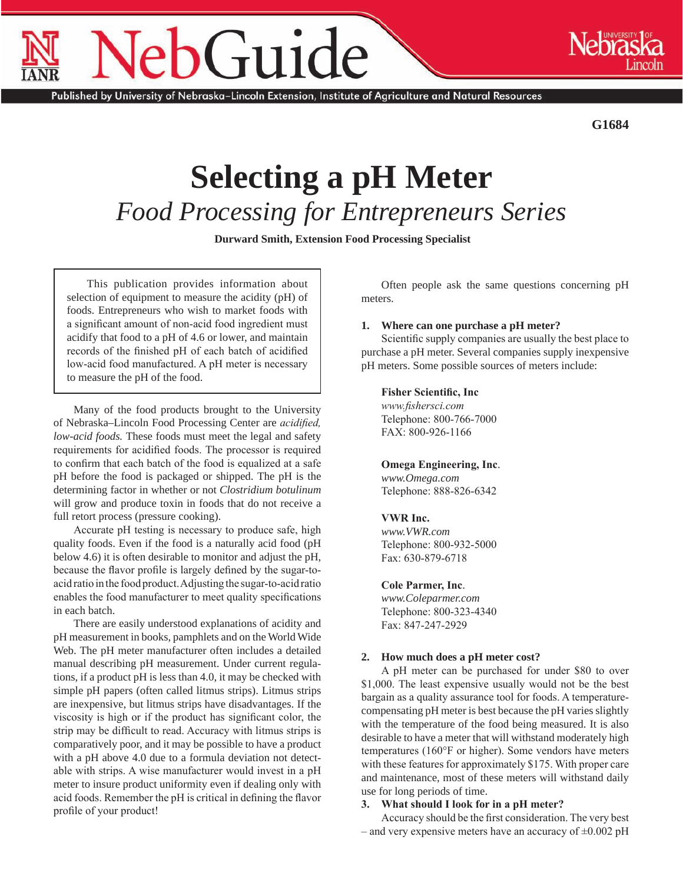NebGuide

Published by University of Nebraska–Lincoln Extension, Institute of Agriculture and Natural Resources

G1684

# Selecting a pH Meter

## *Food Processing for Entrepreneurs Series*

**Durward Smith, Extension Food Processing Specialist**

This publication provides information about selection of equipment to measure the acidity (pH) of foods. Entrepreneurs who wish to market foods with a significant amount of non-acid food ingredient must acidify that food to a pH of 4.6 or lower, and maintain records of the finished pH of each batch of acidified low-acid food manufactured. A pH meter is necessary to measure the pH of the food.

Many of the food products brought to the University of Nebraska–Lincoln Food Processing Center are *acidified, low-acid foods.* These foods must meet the legal and safety requirements for acidified foods. The processor is required to confirm that each batch of the food is equalized at a safe pH before the food is packaged or shipped. The pH is the determining factor in whether or not *Clostridium botulinum* will grow and produce toxin in foods that do not receive a full retort process (pressure cooking).

Accurate pH testing is necessary to produce safe, high quality foods. Even if the food is a naturally acid food (pH below 4.6) it is often desirable to monitor and adjust the pH, because the flavor profile is largely defined by the sugar-to-acid ratio in the food product. Adjusting the sugar-to-acid ratio enables the food manufacturer to meet quality specifications in each batch.

There are easily understood explanations of acidity and pH measurement in books, pamphlets and on the World Wide Web. The pH meter manufacturer often includes a detailed manual describing pH measurement. Under current regulations, if a product pH is less than 4.0, it may be checked with simple pH papers (often called litmus strips). Litmus strips are inexpensive, but litmus strips have disadvantages. If the viscosity is high or if the product has significant color, the strip may be difficult to read. Accuracy with litmus strips is comparatively poor, and it may be possible to have a product with a pH above 4.0 due to a formula deviation not detectable with strips. A wise manufacturer would invest in a pH meter to insure product uniformity even if dealing only with acid foods. Remember the pH is critical in defining the flavor profile of your product!

Often people ask the same questions concerning pH meters.

**1. Where can one purchase a pH meter?**

Scientific supply companies are usually the best place to purchase a pH meter. Several companies supply inexpensive pH meters. Some possible sources of meters include:

**Fisher Scientific, Inc**
*www.fishersci.com*
Telephone: 800-766-7000
FAX: 800-926-1166

**Omega Engineering, Inc**.
*www.Omega.com*
Telephone: 888-826-6342

**VWR Inc.**
*www.VWR.com*
Telephone: 800-932-5000
Fax: 630-879-6718

**Cole Parmer, Inc**.
*www.Coleparmer.com*
Telephone: 800-323-4340
Fax: 847-247-2929

**2. How much does a pH meter cost?**

A pH meter can be purchased for under $80 to over $1,000. The least expensive usually would not be the best bargain as a quality assurance tool for foods. A temperature-compensating pH meter is best because the pH varies slightly with the temperature of the food being measured. It is also desirable to have a meter that will withstand moderately high temperatures (160°F or higher). Some vendors have meters with these features for approximately $175. With proper care and maintenance, most of these meters will withstand daily use for long periods of time.

**3. What should I look for in a pH meter?**

Accuracy should be the first consideration. The very best – and very expensive meters have an accuracy of ±0.002 pH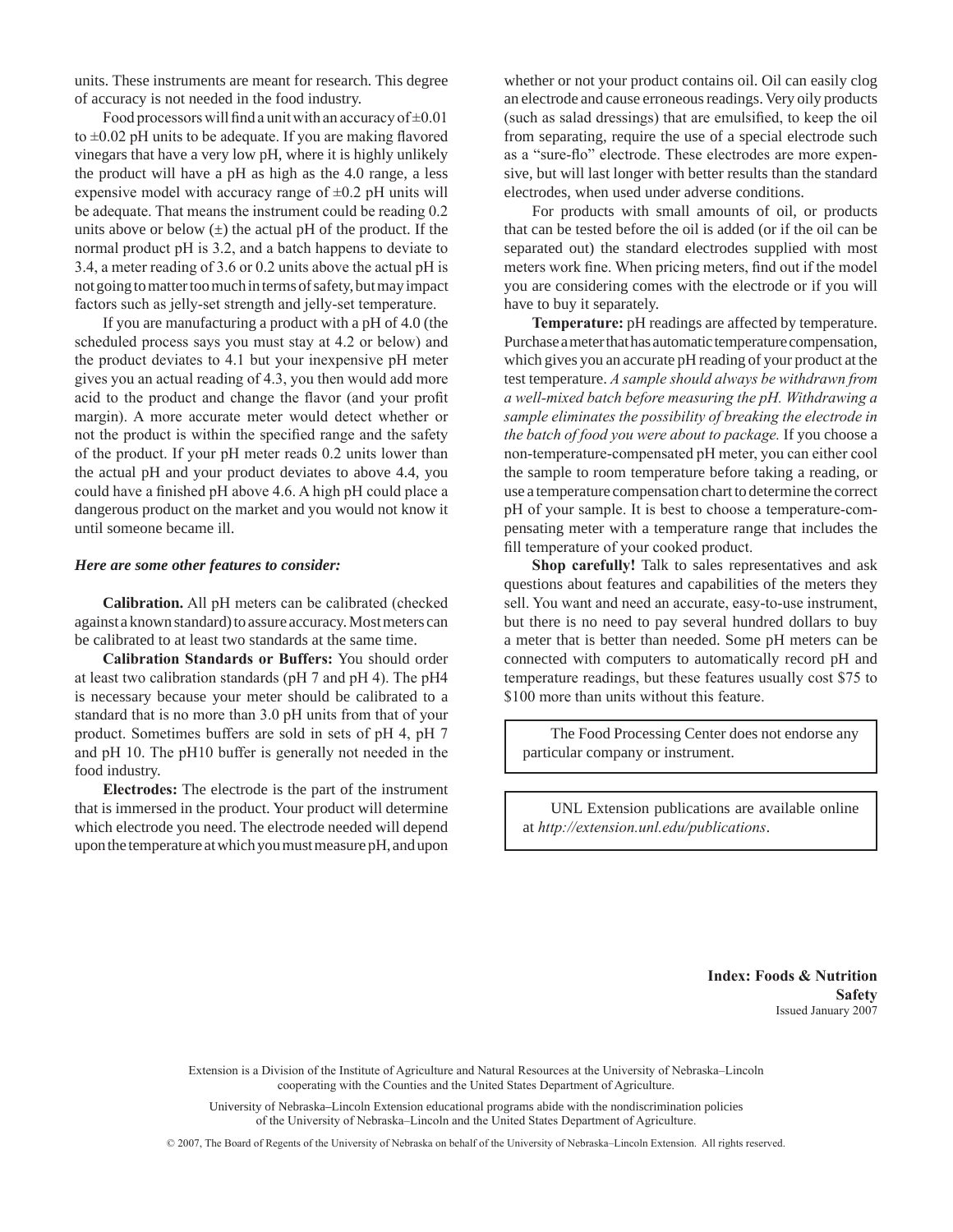units. These instruments are meant for research. This degree of accuracy is not needed in the food industry.

Food processors will find a unit with an accuracy of ±0.01 to ±0.02 pH units to be adequate. If you are making flavored vinegars that have a very low pH, where it is highly unlikely the product will have a pH as high as the 4.0 range, a less expensive model with accuracy range of ±0.2 pH units will be adequate. That means the instrument could be reading 0.2 units above or below (±) the actual pH of the product. If the normal product pH is 3.2, and a batch happens to deviate to 3.4, a meter reading of 3.6 or 0.2 units above the actual pH is not going to matter too much in terms of safety, but may impact factors such as jelly-set strength and jelly-set temperature.

If you are manufacturing a product with a pH of 4.0 (the scheduled process says you must stay at 4.2 or below) and the product deviates to 4.1 but your inexpensive pH meter gives you an actual reading of 4.3, you then would add more acid to the product and change the flavor (and your profit margin). A more accurate meter would detect whether or not the product is within the specified range and the safety of the product. If your pH meter reads 0.2 units lower than the actual pH and your product deviates to above 4.4, you could have a finished pH above 4.6. A high pH could place a dangerous product on the market and you would not know it until someone became ill.

***Here are some other features to consider:***

**Calibration.** All pH meters can be calibrated (checked against a known standard) to assure accuracy. Most meters can be calibrated to at least two standards at the same time.

**Calibration Standards or Buffers:** You should order at least two calibration standards (pH 7 and pH 4). The pH4 is necessary because your meter should be calibrated to a standard that is no more than 3.0 pH units from that of your product. Sometimes buffers are sold in sets of pH 4, pH 7 and pH 10. The pH10 buffer is generally not needed in the food industry.

**Electrodes:** The electrode is the part of the instrument that is immersed in the product. Your product will determine which electrode you need. The electrode needed will depend upon the temperature at which you must measure pH, and upon whether or not your product contains oil. Oil can easily clog an electrode and cause erroneous readings. Very oily products (such as salad dressings) that are emulsified, to keep the oil from separating, require the use of a special electrode such as a "sure-flo" electrode. These electrodes are more expensive, but will last longer with better results than the standard electrodes, when used under adverse conditions.

For products with small amounts of oil, or products that can be tested before the oil is added (or if the oil can be separated out) the standard electrodes supplied with most meters work fine. When pricing meters, find out if the model you are considering comes with the electrode or if you will have to buy it separately.

**Temperature:** pH readings are affected by temperature. Purchase a meter that has automatic temperature compensation, which gives you an accurate pH reading of your product at the test temperature. *A sample should always be withdrawn from a well-mixed batch before measuring the pH. Withdrawing a sample eliminates the possibility of breaking the electrode in the batch of food you were about to package.* If you choose a non-temperature-compensated pH meter, you can either cool the sample to room temperature before taking a reading, or use a temperature compensation chart to determine the correct pH of your sample. It is best to choose a temperature-compensating meter with a temperature range that includes the fill temperature of your cooked product.

**Shop carefully!** Talk to sales representatives and ask questions about features and capabilities of the meters they sell. You want and need an accurate, easy-to-use instrument, but there is no need to pay several hundred dollars to buy a meter that is better than needed. Some pH meters can be connected with computers to automatically record pH and temperature readings, but these features usually cost $75 to $100 more than units without this feature.

The Food Processing Center does not endorse any particular company or instrument.

UNL Extension publications are available online at *http://extension.unl.edu/publications*.

**Index: Foods & Nutrition**
**Safety**
Issued January 2007

Extension is a Division of the Institute of Agriculture and Natural Resources at the University of Nebraska–Lincoln cooperating with the Counties and the United States Department of Agriculture.

University of Nebraska–Lincoln Extension educational programs abide with the nondiscrimination policies of the University of Nebraska–Lincoln and the United States Department of Agriculture.

© 2007, The Board of Regents of the University of Nebraska on behalf of the University of Nebraska–Lincoln Extension. All rights reserved.